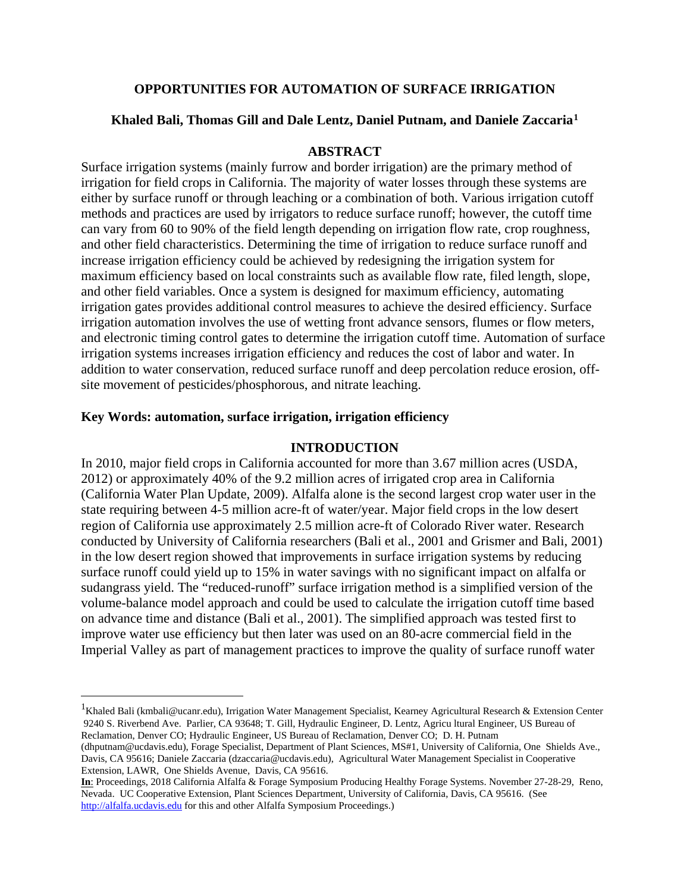# OPPORTUNITIES FOR AUTOMATION OF SURFACE IRRIGATION

**Khaled Bali, Thomas Gill and Dale Lentz, Daniel Putnam, and Daniele Zaccaria[1]**

## ABSTRACT

Surface irrigation systems (mainly furrow and border irrigation) are the primary method of irrigation for field crops in California. The majority of water losses through these systems are either by surface runoff or through leaching or a combination of both. Various irrigation cutoff methods and practices are used by irrigators to reduce surface runoff; however, the cutoff time can vary from 60 to 90% of the field length depending on irrigation flow rate, crop roughness, and other field characteristics. Determining the time of irrigation to reduce surface runoff and increase irrigation efficiency could be achieved by redesigning the irrigation system for maximum efficiency based on local constraints such as available flow rate, filed length, slope, and other field variables. Once a system is designed for maximum efficiency, automating irrigation gates provides additional control measures to achieve the desired efficiency. Surface irrigation automation involves the use of wetting front advance sensors, flumes or flow meters, and electronic timing control gates to determine the irrigation cutoff time. Automation of surface irrigation systems increases irrigation efficiency and reduces the cost of labor and water. In addition to water conservation, reduced surface runoff and deep percolation reduce erosion, off-site movement of pesticides/phosphorous, and nitrate leaching.

**Key Words: automation, surface irrigation, irrigation efficiency**

## INTRODUCTION

In 2010, major field crops in California accounted for more than 3.67 million acres (USDA, 2012) or approximately 40% of the 9.2 million acres of irrigated crop area in California (California Water Plan Update, 2009). Alfalfa alone is the second largest crop water user in the state requiring between 4-5 million acre-ft of water/year. Major field crops in the low desert region of California use approximately 2.5 million acre-ft of Colorado River water. Research conducted by University of California researchers (Bali et al., 2001 and Grismer and Bali, 2001) in the low desert region showed that improvements in surface irrigation systems by reducing surface runoff could yield up to 15% in water savings with no significant impact on alfalfa or sudangrass yield. The "reduced-runoff" surface irrigation method is a simplified version of the volume-balance model approach and could be used to calculate the irrigation cutoff time based on advance time and distance (Bali et al., 2001). The simplified approach was tested first to improve water use efficiency but then later was used on an 80-acre commercial field in the Imperial Valley as part of management practices to improve the quality of surface runoff water

---

[1] Khaled Bali (kmbali@ucanr.edu), Irrigation Water Management Specialist, Kearney Agricultural Research & Extension Center 9240 S. Riverbend Ave. Parlier, CA 93648; T. Gill, Hydraulic Engineer, D. Lentz, Agricu ltural Engineer, US Bureau of Reclamation, Denver CO; Hydraulic Engineer, US Bureau of Reclamation, Denver CO; D. H. Putnam (dhputnam@ucdavis.edu), Forage Specialist, Department of Plant Sciences, MS#1, University of California, One Shields Ave., Davis, CA 95616; Daniele Zaccaria (dzaccaria@ucdavis.edu), Agricultural Water Management Specialist in Cooperative Extension, LAWR, One Shields Avenue, Davis, CA 95616.

**In**: Proceedings, 2018 California Alfalfa & Forage Symposium Producing Healthy Forage Systems. November 27-28-29, Reno, Nevada. UC Cooperative Extension, Plant Sciences Department, University of California, Davis, CA 95616. (See http://alfalfa.ucdavis.edu for this and other Alfalfa Symposium Proceedings.)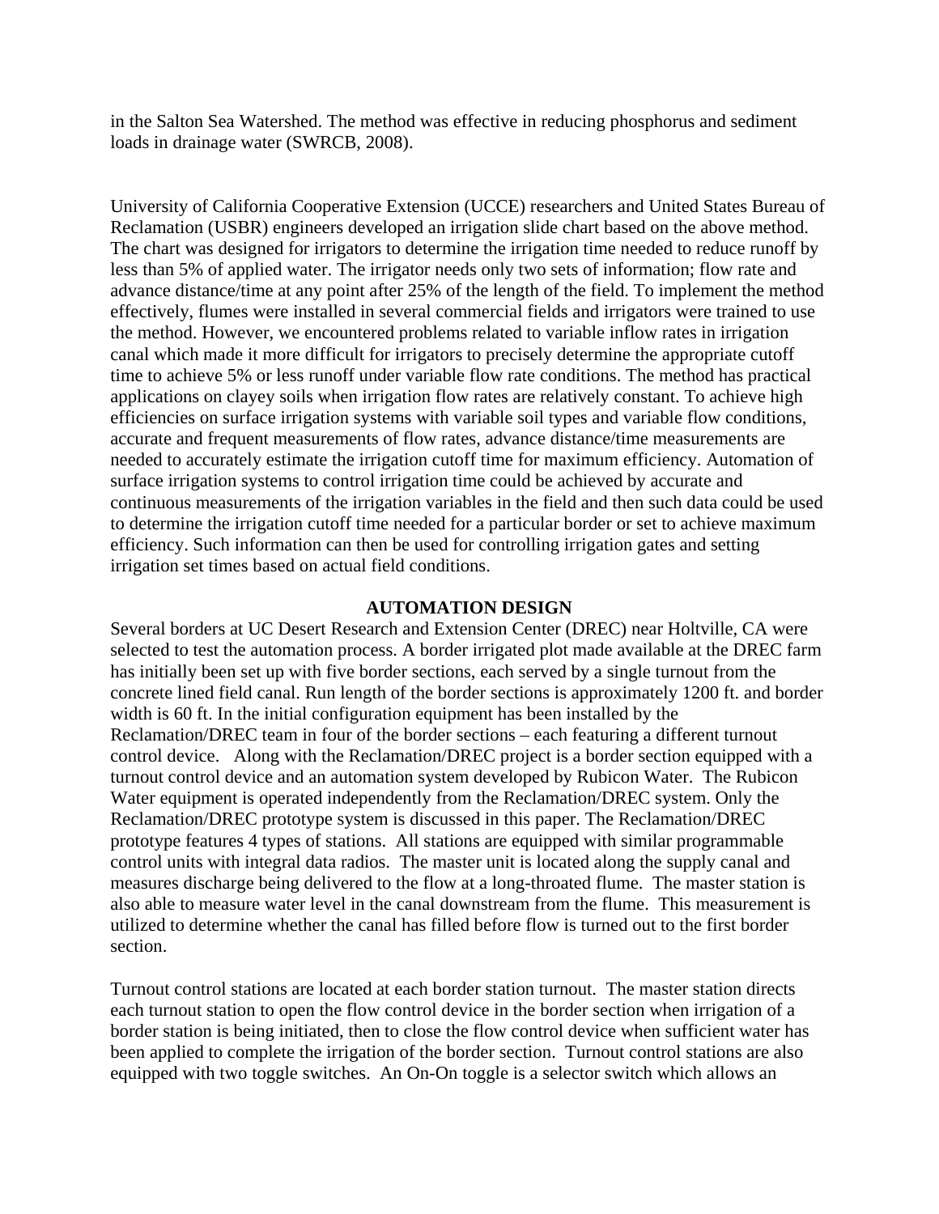in the Salton Sea Watershed. The method was effective in reducing phosphorus and sediment loads in drainage water (SWRCB, 2008).

University of California Cooperative Extension (UCCE) researchers and United States Bureau of Reclamation (USBR) engineers developed an irrigation slide chart based on the above method. The chart was designed for irrigators to determine the irrigation time needed to reduce runoff by less than 5% of applied water. The irrigator needs only two sets of information; flow rate and advance distance/time at any point after 25% of the length of the field. To implement the method effectively, flumes were installed in several commercial fields and irrigators were trained to use the method. However, we encountered problems related to variable inflow rates in irrigation canal which made it more difficult for irrigators to precisely determine the appropriate cutoff time to achieve 5% or less runoff under variable flow rate conditions. The method has practical applications on clayey soils when irrigation flow rates are relatively constant. To achieve high efficiencies on surface irrigation systems with variable soil types and variable flow conditions, accurate and frequent measurements of flow rates, advance distance/time measurements are needed to accurately estimate the irrigation cutoff time for maximum efficiency. Automation of surface irrigation systems to control irrigation time could be achieved by accurate and continuous measurements of the irrigation variables in the field and then such data could be used to determine the irrigation cutoff time needed for a particular border or set to achieve maximum efficiency. Such information can then be used for controlling irrigation gates and setting irrigation set times based on actual field conditions.

## AUTOMATION DESIGN

Several borders at UC Desert Research and Extension Center (DREC) near Holtville, CA were selected to test the automation process. A border irrigated plot made available at the DREC farm has initially been set up with five border sections, each served by a single turnout from the concrete lined field canal. Run length of the border sections is approximately 1200 ft. and border width is 60 ft. In the initial configuration equipment has been installed by the Reclamation/DREC team in four of the border sections – each featuring a different turnout control device. Along with the Reclamation/DREC project is a border section equipped with a turnout control device and an automation system developed by Rubicon Water. The Rubicon Water equipment is operated independently from the Reclamation/DREC system. Only the Reclamation/DREC prototype system is discussed in this paper. The Reclamation/DREC prototype features 4 types of stations. All stations are equipped with similar programmable control units with integral data radios. The master unit is located along the supply canal and measures discharge being delivered to the flow at a long-throated flume. The master station is also able to measure water level in the canal downstream from the flume. This measurement is utilized to determine whether the canal has filled before flow is turned out to the first border section.

Turnout control stations are located at each border station turnout. The master station directs each turnout station to open the flow control device in the border section when irrigation of a border station is being initiated, then to close the flow control device when sufficient water has been applied to complete the irrigation of the border section. Turnout control stations are also equipped with two toggle switches. An On-On toggle is a selector switch which allows an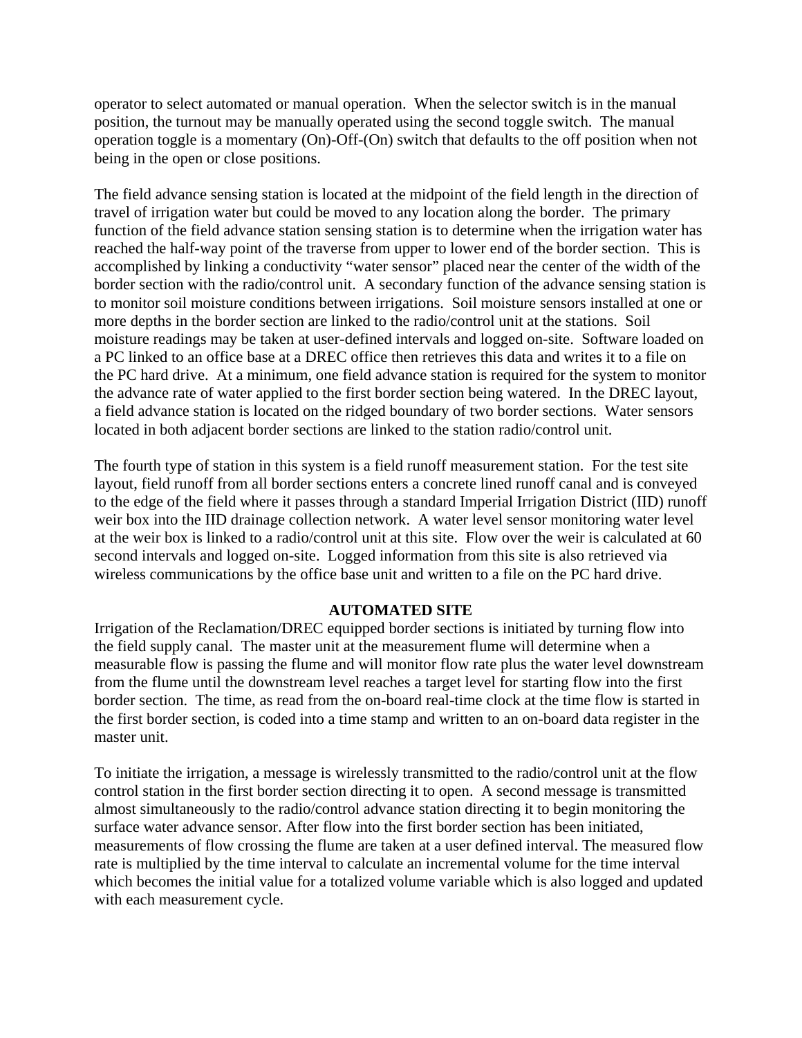operator to select automated or manual operation. When the selector switch is in the manual position, the turnout may be manually operated using the second toggle switch. The manual operation toggle is a momentary (On)-Off-(On) switch that defaults to the off position when not being in the open or close positions.

The field advance sensing station is located at the midpoint of the field length in the direction of travel of irrigation water but could be moved to any location along the border. The primary function of the field advance station sensing station is to determine when the irrigation water has reached the half-way point of the traverse from upper to lower end of the border section. This is accomplished by linking a conductivity "water sensor" placed near the center of the width of the border section with the radio/control unit. A secondary function of the advance sensing station is to monitor soil moisture conditions between irrigations. Soil moisture sensors installed at one or more depths in the border section are linked to the radio/control unit at the stations. Soil moisture readings may be taken at user-defined intervals and logged on-site. Software loaded on a PC linked to an office base at a DREC office then retrieves this data and writes it to a file on the PC hard drive. At a minimum, one field advance station is required for the system to monitor the advance rate of water applied to the first border section being watered. In the DREC layout, a field advance station is located on the ridged boundary of two border sections. Water sensors located in both adjacent border sections are linked to the station radio/control unit.

The fourth type of station in this system is a field runoff measurement station. For the test site layout, field runoff from all border sections enters a concrete lined runoff canal and is conveyed to the edge of the field where it passes through a standard Imperial Irrigation District (IID) runoff weir box into the IID drainage collection network. A water level sensor monitoring water level at the weir box is linked to a radio/control unit at this site. Flow over the weir is calculated at 60 second intervals and logged on-site. Logged information from this site is also retrieved via wireless communications by the office base unit and written to a file on the PC hard drive.

## AUTOMATED SITE

Irrigation of the Reclamation/DREC equipped border sections is initiated by turning flow into the field supply canal. The master unit at the measurement flume will determine when a measurable flow is passing the flume and will monitor flow rate plus the water level downstream from the flume until the downstream level reaches a target level for starting flow into the first border section. The time, as read from the on-board real-time clock at the time flow is started in the first border section, is coded into a time stamp and written to an on-board data register in the master unit.

To initiate the irrigation, a message is wirelessly transmitted to the radio/control unit at the flow control station in the first border section directing it to open. A second message is transmitted almost simultaneously to the radio/control advance station directing it to begin monitoring the surface water advance sensor. After flow into the first border section has been initiated, measurements of flow crossing the flume are taken at a user defined interval. The measured flow rate is multiplied by the time interval to calculate an incremental volume for the time interval which becomes the initial value for a totalized volume variable which is also logged and updated with each measurement cycle.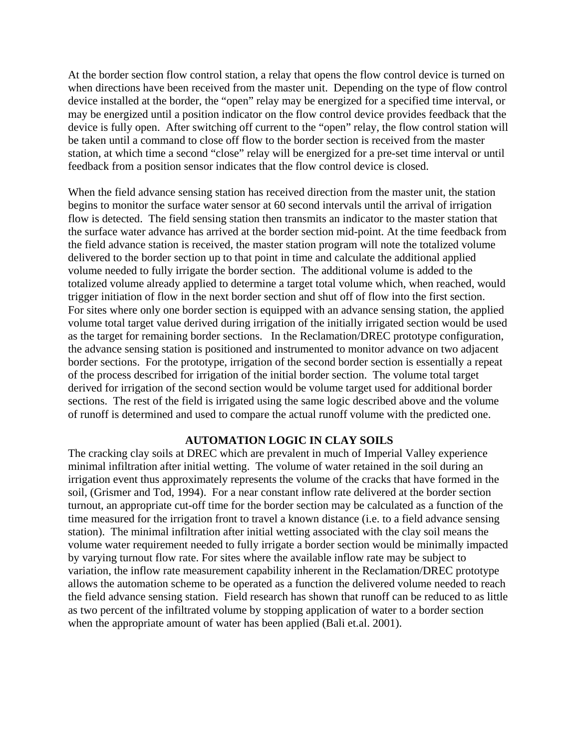At the border section flow control station, a relay that opens the flow control device is turned on when directions have been received from the master unit. Depending on the type of flow control device installed at the border, the "open" relay may be energized for a specified time interval, or may be energized until a position indicator on the flow control device provides feedback that the device is fully open. After switching off current to the "open" relay, the flow control station will be taken until a command to close off flow to the border section is received from the master station, at which time a second "close" relay will be energized for a pre-set time interval or until feedback from a position sensor indicates that the flow control device is closed.

When the field advance sensing station has received direction from the master unit, the station begins to monitor the surface water sensor at 60 second intervals until the arrival of irrigation flow is detected. The field sensing station then transmits an indicator to the master station that the surface water advance has arrived at the border section mid-point. At the time feedback from the field advance station is received, the master station program will note the totalized volume delivered to the border section up to that point in time and calculate the additional applied volume needed to fully irrigate the border section. The additional volume is added to the totalized volume already applied to determine a target total volume which, when reached, would trigger initiation of flow in the next border section and shut off of flow into the first section. For sites where only one border section is equipped with an advance sensing station, the applied volume total target value derived during irrigation of the initially irrigated section would be used as the target for remaining border sections. In the Reclamation/DREC prototype configuration, the advance sensing station is positioned and instrumented to monitor advance on two adjacent border sections. For the prototype, irrigation of the second border section is essentially a repeat of the process described for irrigation of the initial border section. The volume total target derived for irrigation of the second section would be volume target used for additional border sections. The rest of the field is irrigated using the same logic described above and the volume of runoff is determined and used to compare the actual runoff volume with the predicted one.

## AUTOMATION LOGIC IN CLAY SOILS

The cracking clay soils at DREC which are prevalent in much of Imperial Valley experience minimal infiltration after initial wetting. The volume of water retained in the soil during an irrigation event thus approximately represents the volume of the cracks that have formed in the soil, (Grismer and Tod, 1994). For a near constant inflow rate delivered at the border section turnout, an appropriate cut-off time for the border section may be calculated as a function of the time measured for the irrigation front to travel a known distance (i.e. to a field advance sensing station). The minimal infiltration after initial wetting associated with the clay soil means the volume water requirement needed to fully irrigate a border section would be minimally impacted by varying turnout flow rate. For sites where the available inflow rate may be subject to variation, the inflow rate measurement capability inherent in the Reclamation/DREC prototype allows the automation scheme to be operated as a function the delivered volume needed to reach the field advance sensing station. Field research has shown that runoff can be reduced to as little as two percent of the infiltrated volume by stopping application of water to a border section when the appropriate amount of water has been applied (Bali et.al. 2001).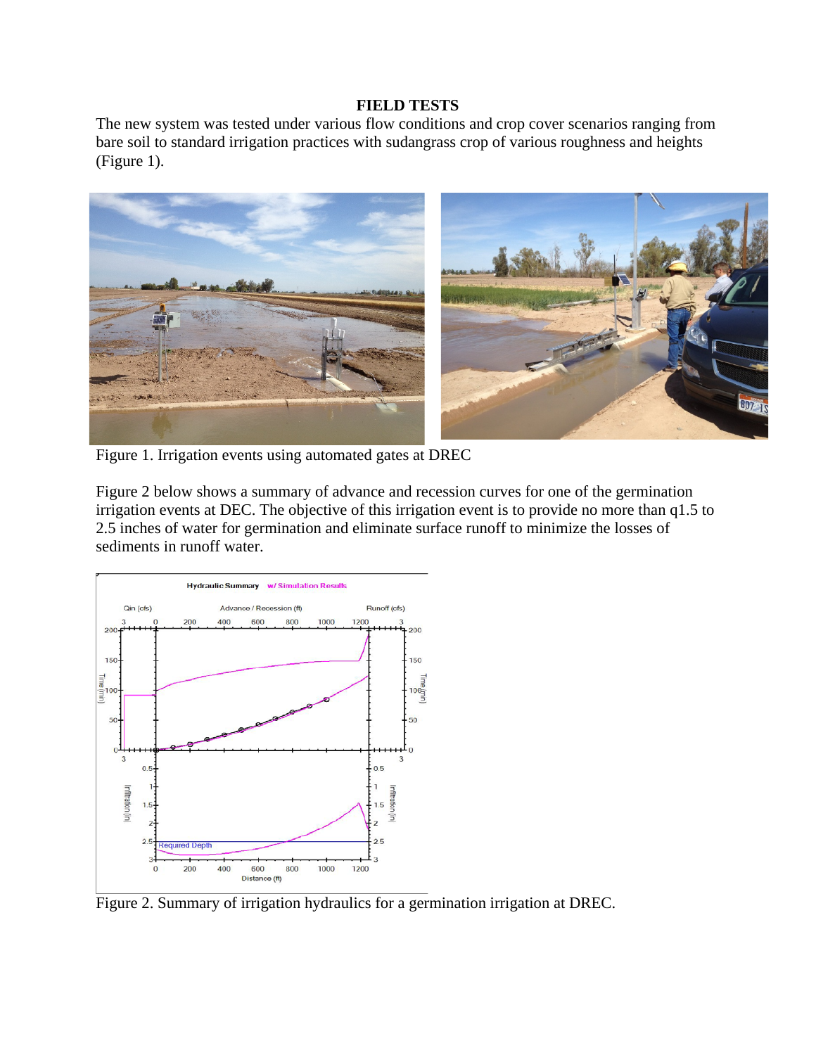**FIELD TESTS**

The new system was tested under various flow conditions and crop cover scenarios ranging from bare soil to standard irrigation practices with sudangrass crop of various roughness and heights (Figure 1).

Figure 1. Irrigation events using automated gates at DREC

Figure 2 below shows a summary of advance and recession curves for one of the germination irrigation events at DEC. The objective of this irrigation event is to provide no more than q1.5 to 2.5 inches of water for germination and eliminate surface runoff to minimize the losses of sediments in runoff water.

Figure 2. Summary of irrigation hydraulics for a germination irrigation at DREC.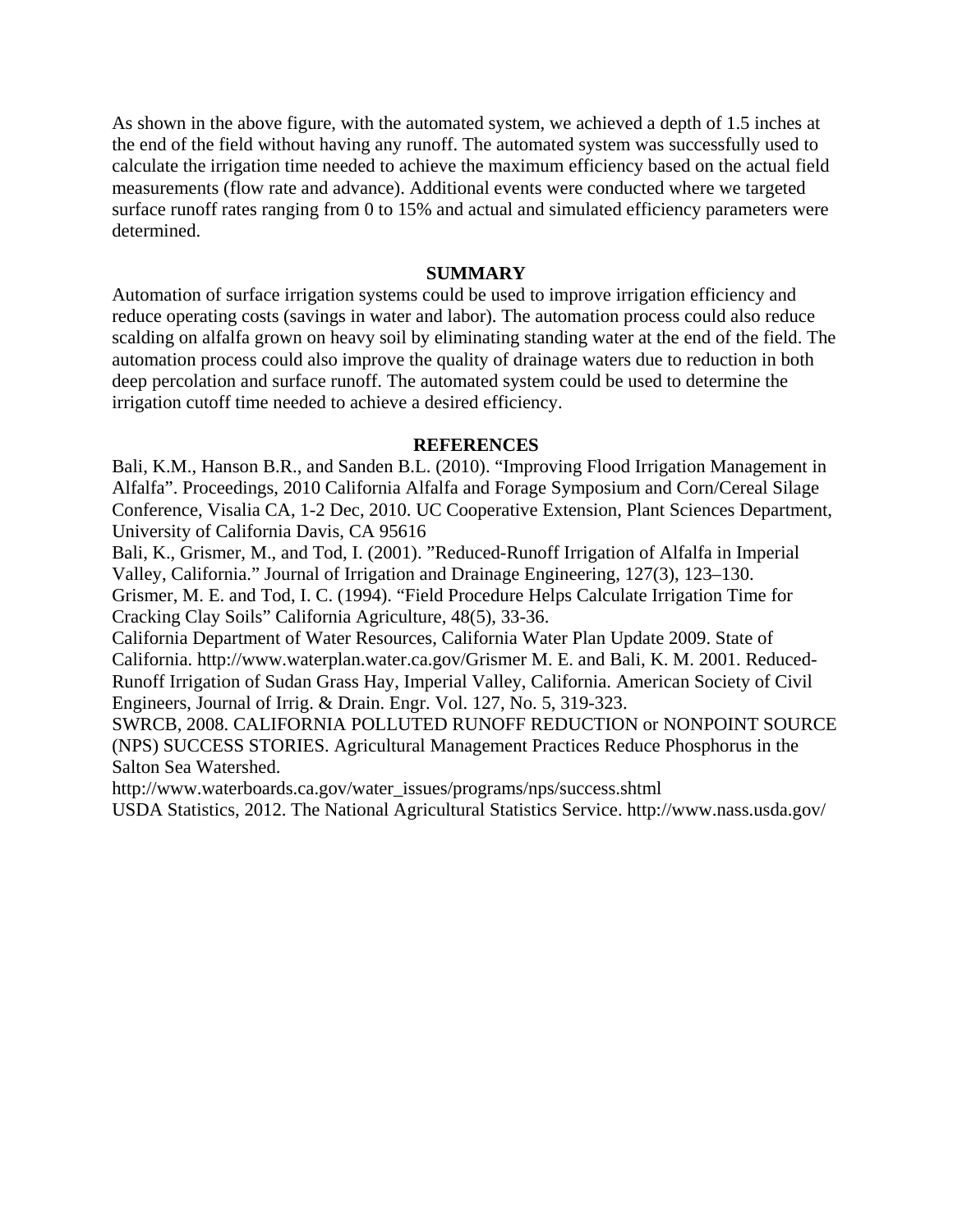As shown in the above figure, with the automated system, we achieved a depth of 1.5 inches at the end of the field without having any runoff. The automated system was successfully used to calculate the irrigation time needed to achieve the maximum efficiency based on the actual field measurements (flow rate and advance). Additional events were conducted where we targeted surface runoff rates ranging from 0 to 15% and actual and simulated efficiency parameters were determined.

## SUMMARY

Automation of surface irrigation systems could be used to improve irrigation efficiency and reduce operating costs (savings in water and labor). The automation process could also reduce scalding on alfalfa grown on heavy soil by eliminating standing water at the end of the field. The automation process could also improve the quality of drainage waters due to reduction in both deep percolation and surface runoff. The automated system could be used to determine the irrigation cutoff time needed to achieve a desired efficiency.

## REFERENCES

Bali, K.M., Hanson B.R., and Sanden B.L. (2010). "Improving Flood Irrigation Management in Alfalfa". Proceedings, 2010 California Alfalfa and Forage Symposium and Corn/Cereal Silage Conference, Visalia CA, 1-2 Dec, 2010. UC Cooperative Extension, Plant Sciences Department, University of California Davis, CA 95616

Bali, K., Grismer, M., and Tod, I. (2001). "Reduced-Runoff Irrigation of Alfalfa in Imperial Valley, California." Journal of Irrigation and Drainage Engineering, 127(3), 123–130.

Grismer, M. E. and Tod, I. C. (1994). "Field Procedure Helps Calculate Irrigation Time for Cracking Clay Soils" California Agriculture, 48(5), 33-36.

California Department of Water Resources, California Water Plan Update 2009. State of California. http://www.waterplan.water.ca.gov/Grismer M. E. and Bali, K. M. 2001. Reduced-Runoff Irrigation of Sudan Grass Hay, Imperial Valley, California. American Society of Civil Engineers, Journal of Irrig. & Drain. Engr. Vol. 127, No. 5, 319-323.

SWRCB, 2008. CALIFORNIA POLLUTED RUNOFF REDUCTION or NONPOINT SOURCE (NPS) SUCCESS STORIES. Agricultural Management Practices Reduce Phosphorus in the Salton Sea Watershed.

http://www.waterboards.ca.gov/water_issues/programs/nps/success.shtml

USDA Statistics, 2012. The National Agricultural Statistics Service. http://www.nass.usda.gov/